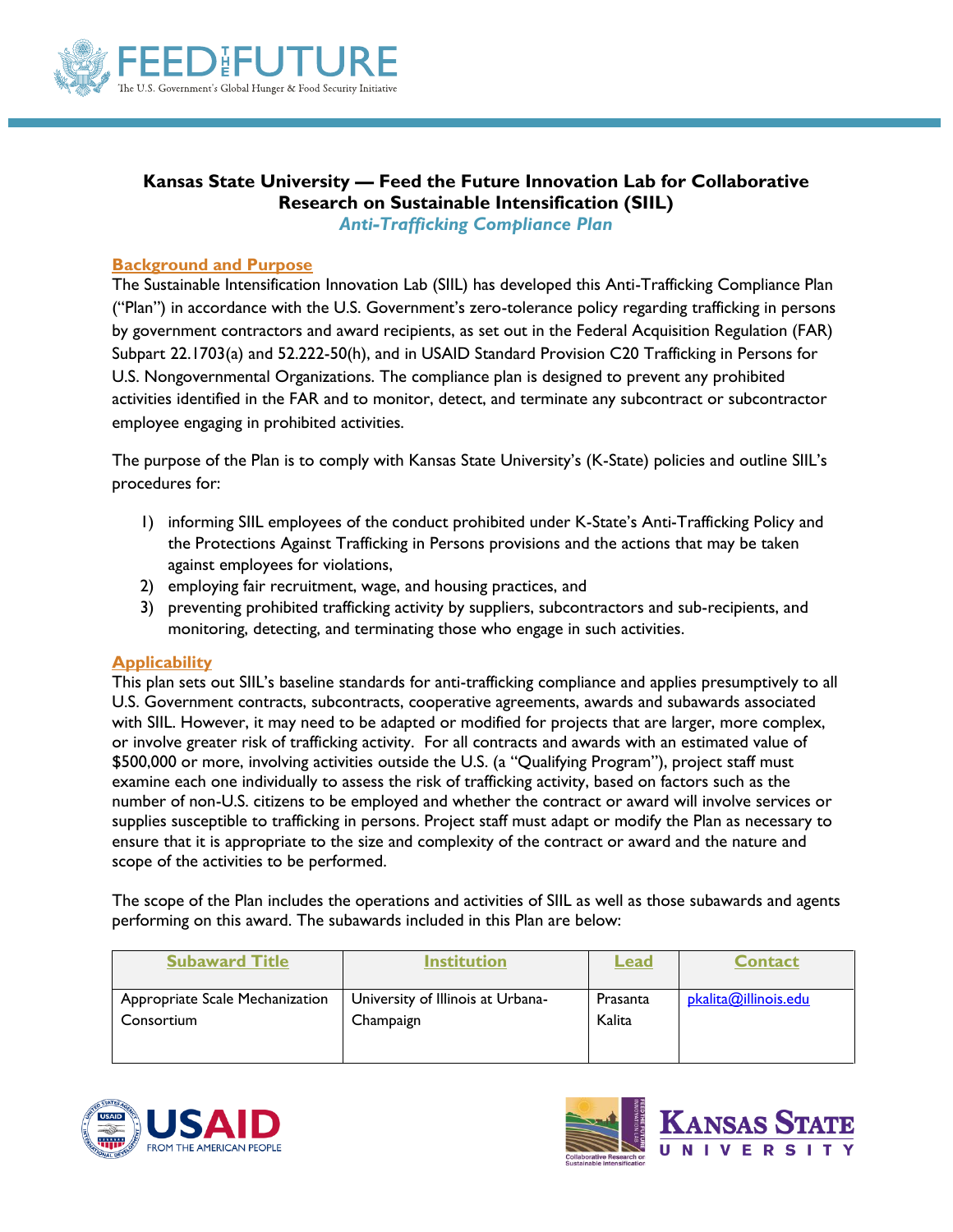# Kansas State University — Feed the Future Innovation Lab for Collaborative Research on Sustainable Intensification (SIIL)

***Anti-Trafficking Compliance Plan***

## Background and Purpose

The Sustainable Intensification Innovation Lab (SIIL) has developed this Anti-Trafficking Compliance Plan ("Plan") in accordance with the U.S. Government's zero-tolerance policy regarding trafficking in persons by government contractors and award recipients, as set out in the Federal Acquisition Regulation (FAR) Subpart 22.1703(a) and 52.222-50(h), and in USAID Standard Provision C20 Trafficking in Persons for U.S. Nongovernmental Organizations. The compliance plan is designed to prevent any prohibited activities identified in the FAR and to monitor, detect, and terminate any subcontract or subcontractor employee engaging in prohibited activities.

The purpose of the Plan is to comply with Kansas State University's (K-State) policies and outline SIIL's procedures for:

1) informing SIIL employees of the conduct prohibited under K-State's Anti-Trafficking Policy and the Protections Against Trafficking in Persons provisions and the actions that may be taken against employees for violations,
2) employing fair recruitment, wage, and housing practices, and
3) preventing prohibited trafficking activity by suppliers, subcontractors and sub-recipients, and monitoring, detecting, and terminating those who engage in such activities.

## Applicability

This plan sets out SIIL's baseline standards for anti-trafficking compliance and applies presumptively to all U.S. Government contracts, subcontracts, cooperative agreements, awards and subawards associated with SIIL. However, it may need to be adapted or modified for projects that are larger, more complex, or involve greater risk of trafficking activity. For all contracts and awards with an estimated value of $500,000 or more, involving activities outside the U.S. (a "Qualifying Program"), project staff must examine each one individually to assess the risk of trafficking activity, based on factors such as the number of non-U.S. citizens to be employed and whether the contract or award will involve services or supplies susceptible to trafficking in persons. Project staff must adapt or modify the Plan as necessary to ensure that it is appropriate to the size and complexity of the contract or award and the nature and scope of the activities to be performed.

The scope of the Plan includes the operations and activities of SIIL as well as those subawards and agents performing on this award. The subawards included in this Plan are below:

| Subaward Title | Institution | Lead | Contact |
|---|---|---|---|
| Appropriate Scale Mechanization Consortium | University of Illinois at Urbana-Champaign | Prasanta Kalita | pkalita@illinois.edu |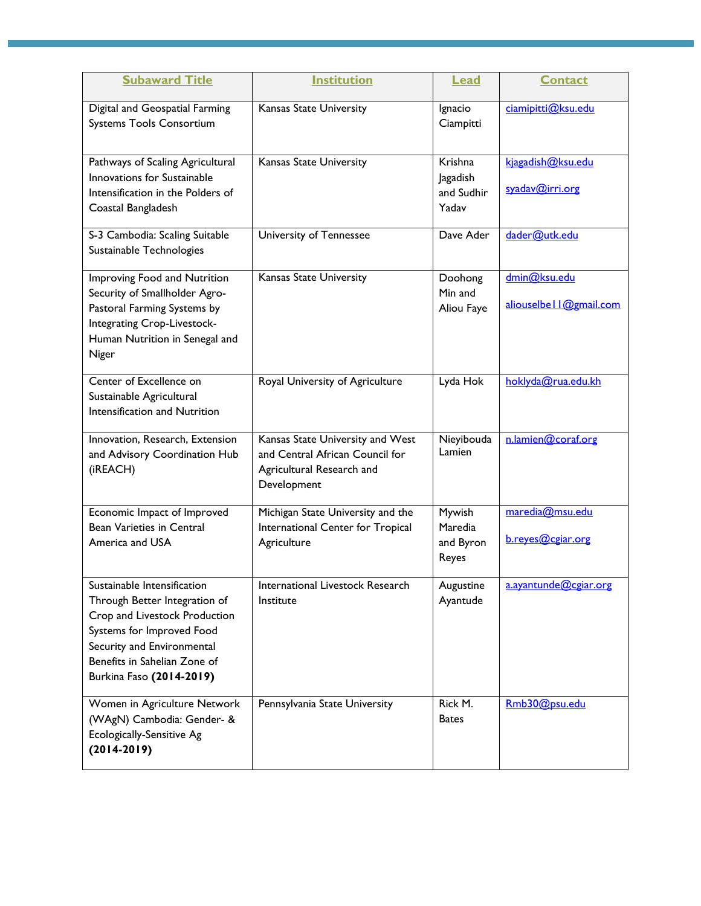| Subaward Title | Institution | Lead | Contact |
|---|---|---|---|
| Digital and Geospatial Farming Systems Tools Consortium | Kansas State University | Ignacio Ciampitti | ciamipitti@ksu.edu |
| Pathways of Scaling Agricultural Innovations for Sustainable Intensification in the Polders of Coastal Bangladesh | Kansas State University | Krishna Jagadish and Sudhir Yadav | kjagadish@ksu.edu<br>syadav@irri.org |
| S-3 Cambodia: Scaling Suitable Sustainable Technologies | University of Tennessee | Dave Ader | dader@utk.edu |
| Improving Food and Nutrition Security of Smallholder Agro-Pastoral Farming Systems by Integrating Crop-Livestock-Human Nutrition in Senegal and Niger | Kansas State University | Doohong Min and Aliou Faye | dmin@ksu.edu<br>aliouselbe11@gmail.com |
| Center of Excellence on Sustainable Agricultural Intensification and Nutrition | Royal University of Agriculture | Lyda Hok | hoklyda@rua.edu.kh |
| Innovation, Research, Extension and Advisory Coordination Hub (iREACH) | Kansas State University and West and Central African Council for Agricultural Research and Development | Nieyibouda Lamien | n.lamien@coraf.org |
| Economic Impact of Improved Bean Varieties in Central America and USA | Michigan State University and the International Center for Tropical Agriculture | Mywish Maredia and Byron Reyes | maredia@msu.edu<br>b.reyes@cgiar.org |
| Sustainable Intensification Through Better Integration of Crop and Livestock Production Systems for Improved Food Security and Environmental Benefits in Sahelian Zone of Burkina Faso **(2014-2019)** | International Livestock Research Institute | Augustine Ayantude | a.ayantunde@cgiar.org |
| Women in Agriculture Network (WAgN) Cambodia: Gender- & Ecologically-Sensitive Ag **(2014-2019)** | Pennsylvania State University | Rick M. Bates | Rmb30@psu.edu |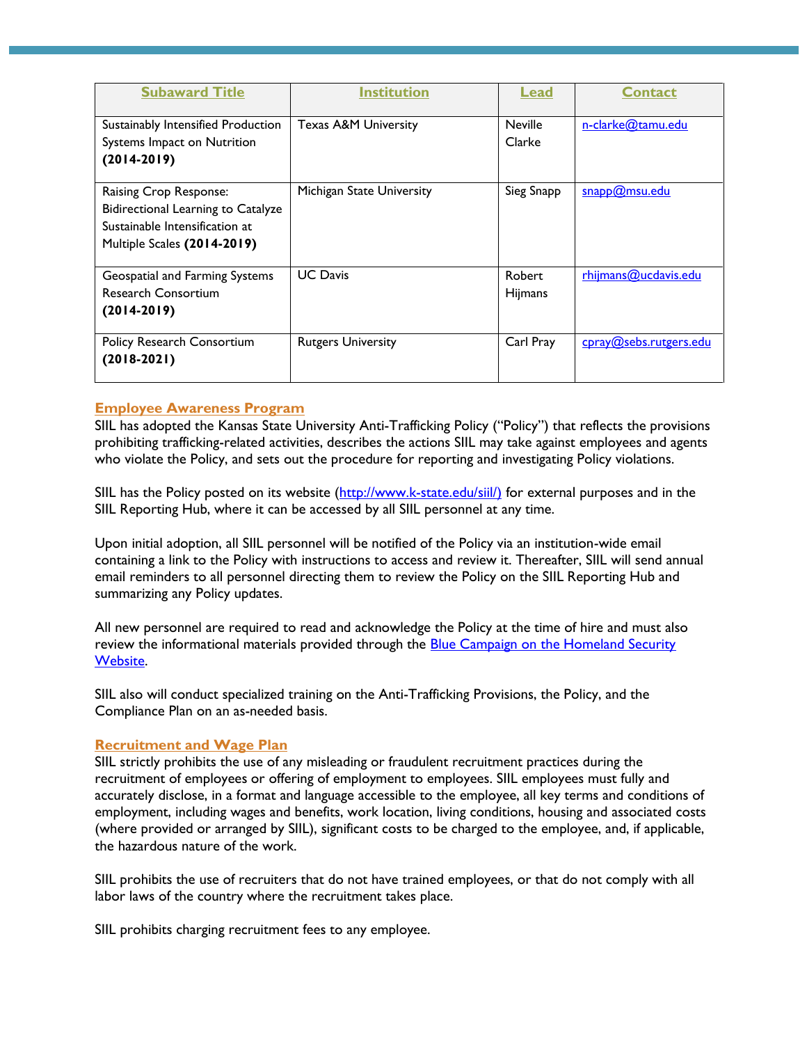| Subaward Title | Institution | Lead | Contact |
|---|---|---|---|
| Sustainably Intensified Production Systems Impact on Nutrition **(2014-2019)** | Texas A&M University | Neville Clarke | n-clarke@tamu.edu |
| Raising Crop Response: Bidirectional Learning to Catalyze Sustainable Intensification at Multiple Scales **(2014-2019)** | Michigan State University | Sieg Snapp | snapp@msu.edu |
| Geospatial and Farming Systems Research Consortium **(2014-2019)** | UC Davis | Robert Hijmans | rhijmans@ucdavis.edu |
| Policy Research Consortium **(2018-2021)** | Rutgers University | Carl Pray | cpray@sebs.rutgers.edu |

## Employee Awareness Program

SIIL has adopted the Kansas State University Anti-Trafficking Policy ("Policy") that reflects the provisions prohibiting trafficking-related activities, describes the actions SIIL may take against employees and agents who violate the Policy, and sets out the procedure for reporting and investigating Policy violations.

SIIL has the Policy posted on its website (http://www.k-state.edu/siil/) for external purposes and in the SIIL Reporting Hub, where it can be accessed by all SIIL personnel at any time.

Upon initial adoption, all SIIL personnel will be notified of the Policy via an institution-wide email containing a link to the Policy with instructions to access and review it. Thereafter, SIIL will send annual email reminders to all personnel directing them to review the Policy on the SIIL Reporting Hub and summarizing any Policy updates.

All new personnel are required to read and acknowledge the Policy at the time of hire and must also review the informational materials provided through the Blue Campaign on the Homeland Security Website.

SIIL also will conduct specialized training on the Anti-Trafficking Provisions, the Policy, and the Compliance Plan on an as-needed basis.

## Recruitment and Wage Plan

SIIL strictly prohibits the use of any misleading or fraudulent recruitment practices during the recruitment of employees or offering of employment to employees. SIIL employees must fully and accurately disclose, in a format and language accessible to the employee, all key terms and conditions of employment, including wages and benefits, work location, living conditions, housing and associated costs (where provided or arranged by SIIL), significant costs to be charged to the employee, and, if applicable, the hazardous nature of the work.

SIIL prohibits the use of recruiters that do not have trained employees, or that do not comply with all labor laws of the country where the recruitment takes place.

SIIL prohibits charging recruitment fees to any employee.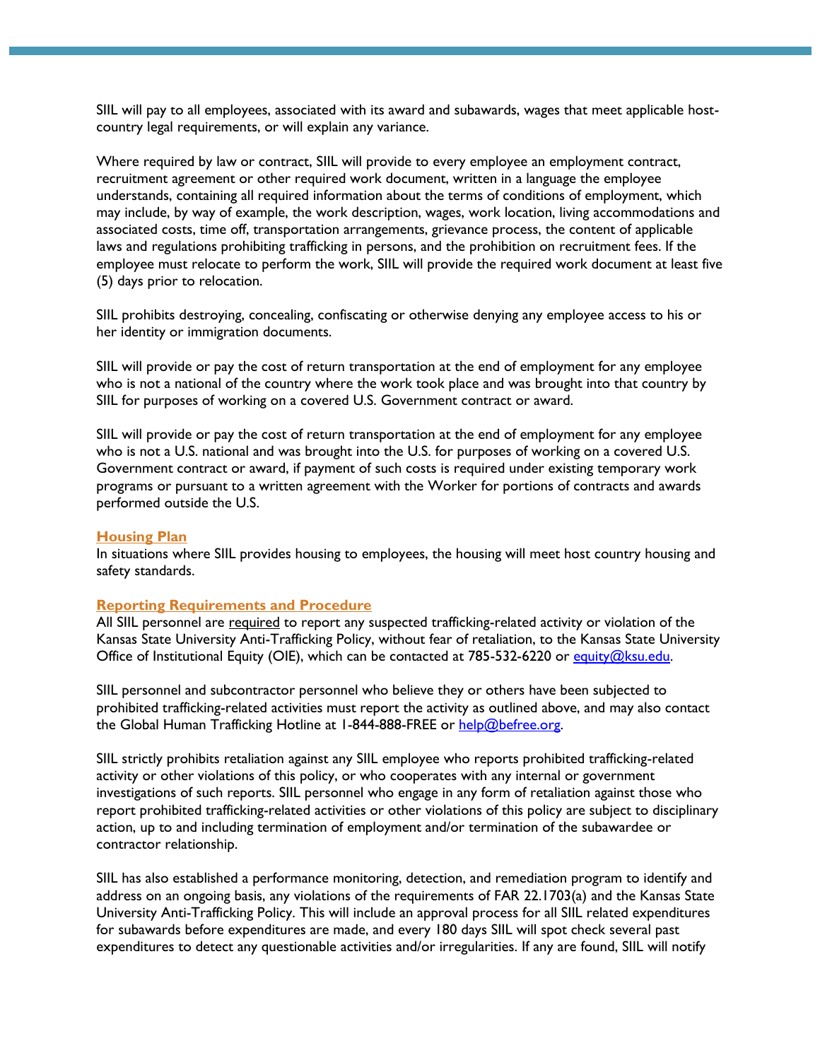SIIL will pay to all employees, associated with its award and subawards, wages that meet applicable host-country legal requirements, or will explain any variance.

Where required by law or contract, SIIL will provide to every employee an employment contract, recruitment agreement or other required work document, written in a language the employee understands, containing all required information about the terms of conditions of employment, which may include, by way of example, the work description, wages, work location, living accommodations and associated costs, time off, transportation arrangements, grievance process, the content of applicable laws and regulations prohibiting trafficking in persons, and the prohibition on recruitment fees. If the employee must relocate to perform the work, SIIL will provide the required work document at least five (5) days prior to relocation.

SIIL prohibits destroying, concealing, confiscating or otherwise denying any employee access to his or her identity or immigration documents.

SIIL will provide or pay the cost of return transportation at the end of employment for any employee who is not a national of the country where the work took place and was brought into that country by SIIL for purposes of working on a covered U.S. Government contract or award.

SIIL will provide or pay the cost of return transportation at the end of employment for any employee who is not a U.S. national and was brought into the U.S. for purposes of working on a covered U.S. Government contract or award, if payment of such costs is required under existing temporary work programs or pursuant to a written agreement with the Worker for portions of contracts and awards performed outside the U.S.

### Housing Plan

In situations where SIIL provides housing to employees, the housing will meet host country housing and safety standards.

### Reporting Requirements and Procedure

All SIIL personnel are required to report any suspected trafficking-related activity or violation of the Kansas State University Anti-Trafficking Policy, without fear of retaliation, to the Kansas State University Office of Institutional Equity (OIE), which can be contacted at 785-532-6220 or equity@ksu.edu.

SIIL personnel and subcontractor personnel who believe they or others have been subjected to prohibited trafficking-related activities must report the activity as outlined above, and may also contact the Global Human Trafficking Hotline at 1-844-888-FREE or help@befree.org.

SIIL strictly prohibits retaliation against any SIIL employee who reports prohibited trafficking-related activity or other violations of this policy, or who cooperates with any internal or government investigations of such reports. SIIL personnel who engage in any form of retaliation against those who report prohibited trafficking-related activities or other violations of this policy are subject to disciplinary action, up to and including termination of employment and/or termination of the subawardee or contractor relationship.

SIIL has also established a performance monitoring, detection, and remediation program to identify and address on an ongoing basis, any violations of the requirements of FAR 22.1703(a) and the Kansas State University Anti-Trafficking Policy. This will include an approval process for all SIIL related expenditures for subawards before expenditures are made, and every 180 days SIIL will spot check several past expenditures to detect any questionable activities and/or irregularities. If any are found, SIIL will notify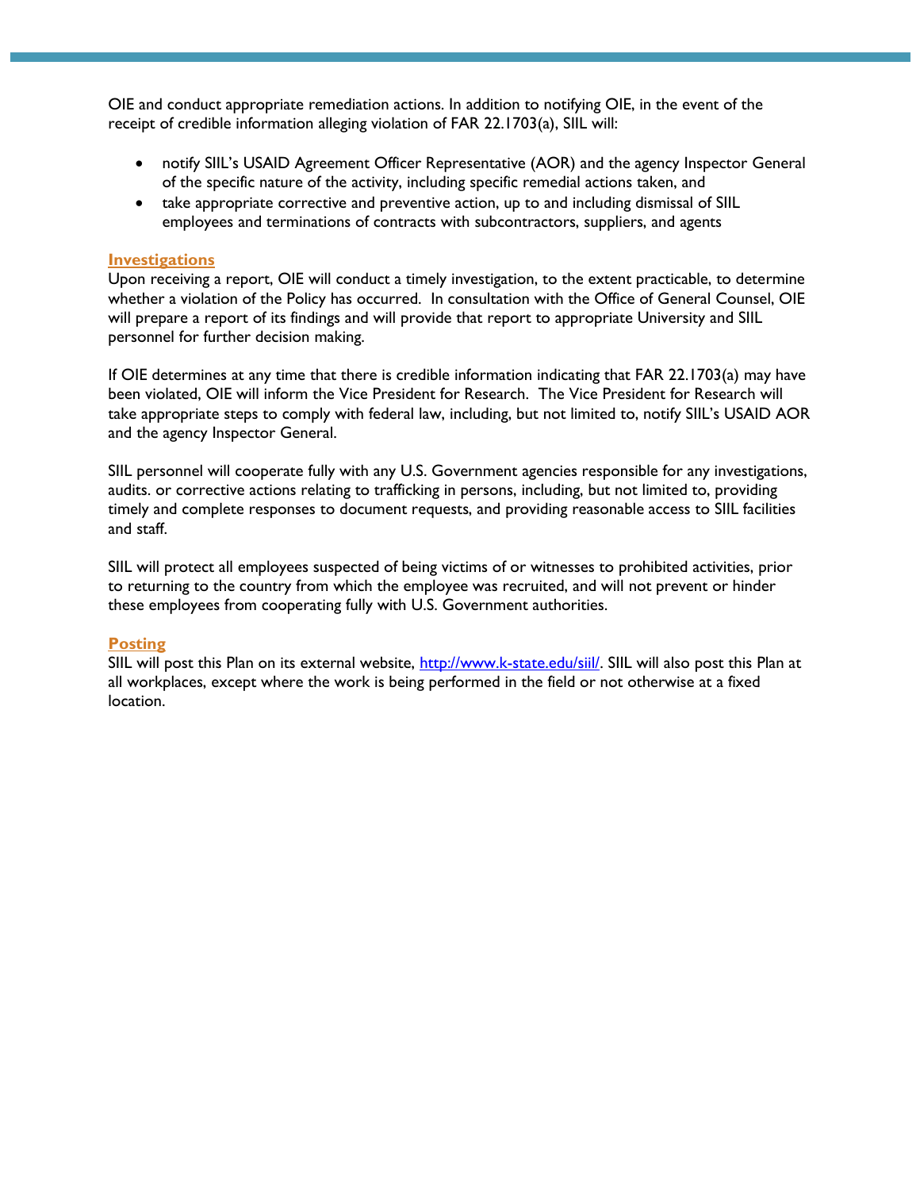OIE and conduct appropriate remediation actions. In addition to notifying OIE, in the event of the receipt of credible information alleging violation of FAR 22.1703(a), SIIL will:

- notify SIIL's USAID Agreement Officer Representative (AOR) and the agency Inspector General of the specific nature of the activity, including specific remedial actions taken, and
- take appropriate corrective and preventive action, up to and including dismissal of SIIL employees and terminations of contracts with subcontractors, suppliers, and agents

**Investigations**

Upon receiving a report, OIE will conduct a timely investigation, to the extent practicable, to determine whether a violation of the Policy has occurred. In consultation with the Office of General Counsel, OIE will prepare a report of its findings and will provide that report to appropriate University and SIIL personnel for further decision making.

If OIE determines at any time that there is credible information indicating that FAR 22.1703(a) may have been violated, OIE will inform the Vice President for Research. The Vice President for Research will take appropriate steps to comply with federal law, including, but not limited to, notify SIIL's USAID AOR and the agency Inspector General.

SIIL personnel will cooperate fully with any U.S. Government agencies responsible for any investigations, audits. or corrective actions relating to trafficking in persons, including, but not limited to, providing timely and complete responses to document requests, and providing reasonable access to SIIL facilities and staff.

SIIL will protect all employees suspected of being victims of or witnesses to prohibited activities, prior to returning to the country from which the employee was recruited, and will not prevent or hinder these employees from cooperating fully with U.S. Government authorities.

**Posting**

SIIL will post this Plan on its external website, [http://www.k-state.edu/siil/](http://www.k-state.edu/siil/). SIIL will also post this Plan at all workplaces, except where the work is being performed in the field or not otherwise at a fixed location.